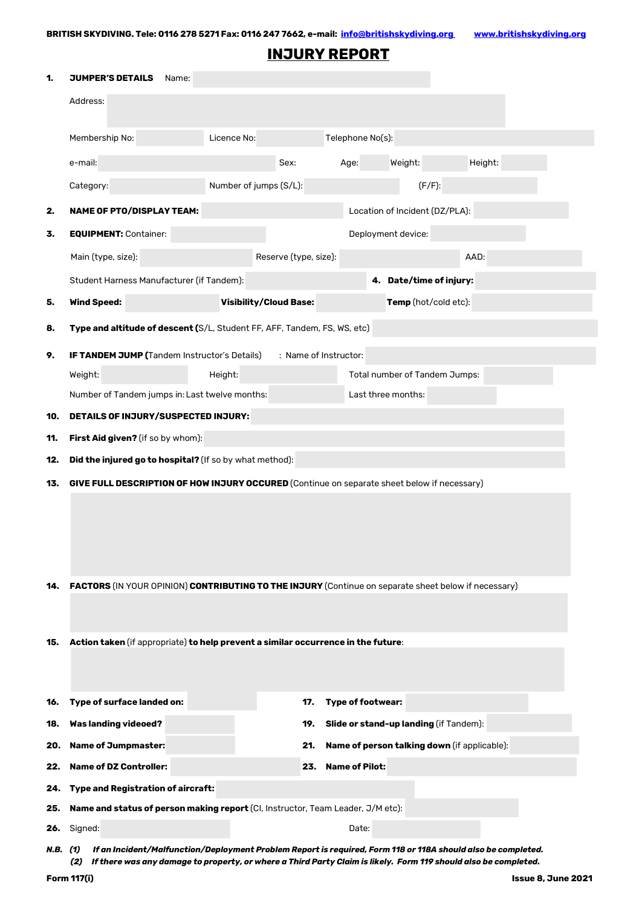**BRITISH SKYDIVING. Tele: 0116 278 5271 Fax: 0116 247 7662, e-mail: info@britishskydiving.org www.britishskydiving.org**

# INJURY REPORT

**1. JUMPER'S DETAILS** Name:

Address:

Membership No: Licence No: Telephone No(s):

e-mail: Sex: Age: Weight: Height:

Category: Number of jumps (S/L): (F/F):

**2. NAME OF PTO/DISPLAY TEAM:** Location of Incident (DZ/PLA):

**3. EQUIPMENT:** Container: Deployment device:

Main (type, size): Reserve (type, size): AAD:

Student Harness Manufacturer (if Tandem): **4. Date/time of injury:**

**5. Wind Speed:** **Visibility/Cloud Base:** **Temp** (hot/cold etc):

**8. Type and altitude of descent (**S/L, Student FF, AFF, Tandem, FS, WS, etc)

**9. IF TANDEM JUMP (**Tandem Instructor's Details) : Name of Instructor:

Weight: Height: Total number of Tandem Jumps:

Number of Tandem jumps in: Last twelve months: Last three months:

**10. DETAILS OF INJURY/SUSPECTED INJURY:**

**11. First Aid given?** (if so by whom):

**12. Did the injured go to hospital?** (If so by what method):

**13. GIVE FULL DESCRIPTION OF HOW INJURY OCCURED** (Continue on separate sheet below if necessary)

**14. FACTORS** (IN YOUR OPINION) **CONTRIBUTING TO THE INJURY** (Continue on separate sheet below if necessary)

**15. Action taken** (if appropriate) **to help prevent a similar occurrence in the future**:

**16. Type of surface landed on:** **17. Type of footwear:**

**18. Was landing videoed?** **19. Slide or stand-up landing** (if Tandem):

**20. Name of Jumpmaster:** **21. Name of person talking down** (if applicable):

**22. Name of DZ Controller:** **23. Name of Pilot:**

**24. Type and Registration of aircraft:**

**25. Name and status of person making report** (CI, Instructor, Team Leader, J/M etc):

**26.** Signed: Date:

***N.B. (1) If an Incident/Malfunction/Deployment Problem Report is required, Form 118 or 118A should also be completed.***
***(2) If there was any damage to property, or where a Third Party Claim is likely. Form 119 should also be completed.***

**Form 117(i)** **Issue 8, June 2021**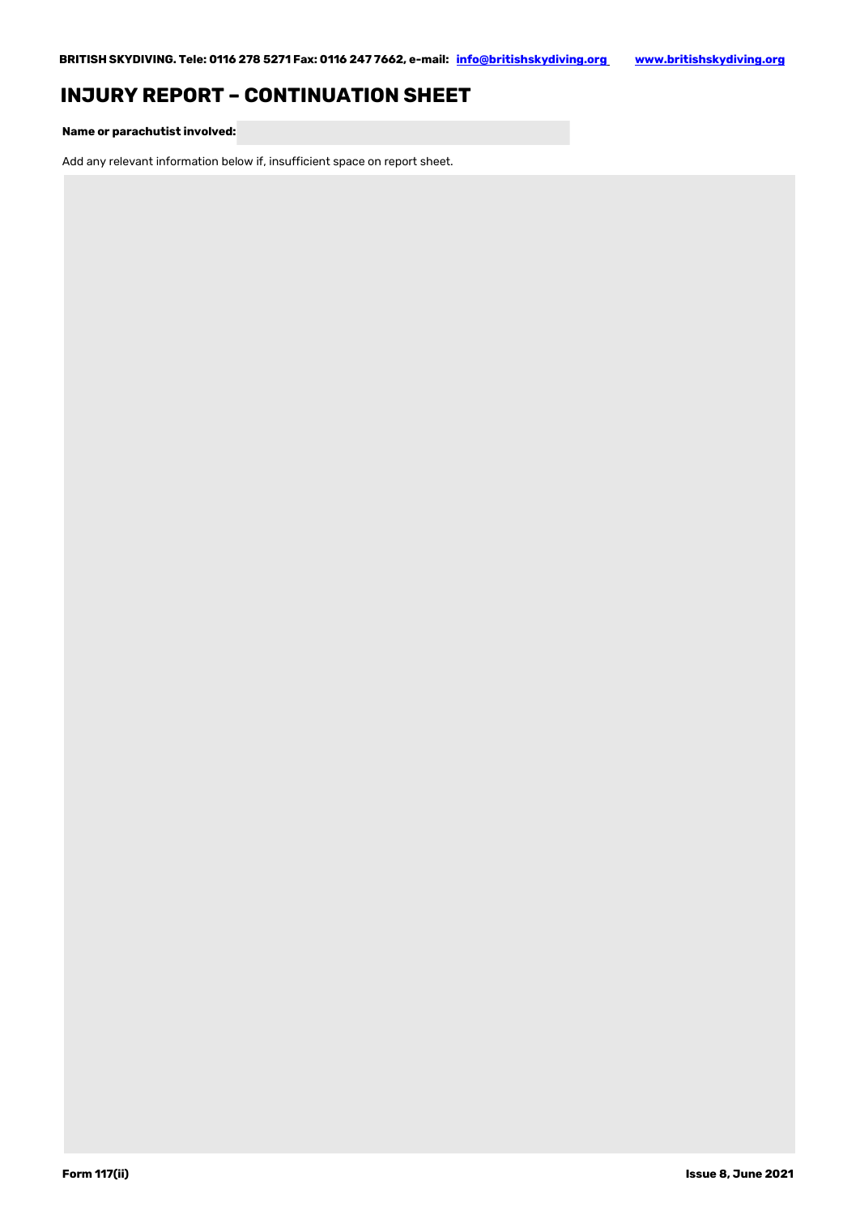**BRITISH SKYDIVING. Tele: 0116 278 5271 Fax: 0116 247 7662, e-mail: info@britishskydiving.org www.britishskydiving.org**

# INJURY REPORT – CONTINUATION SHEET

**Name or parachutist involved:**

Add any relevant information below if, insufficient space on report sheet.

**Form 117(ii)** **Issue 8, June 2021**